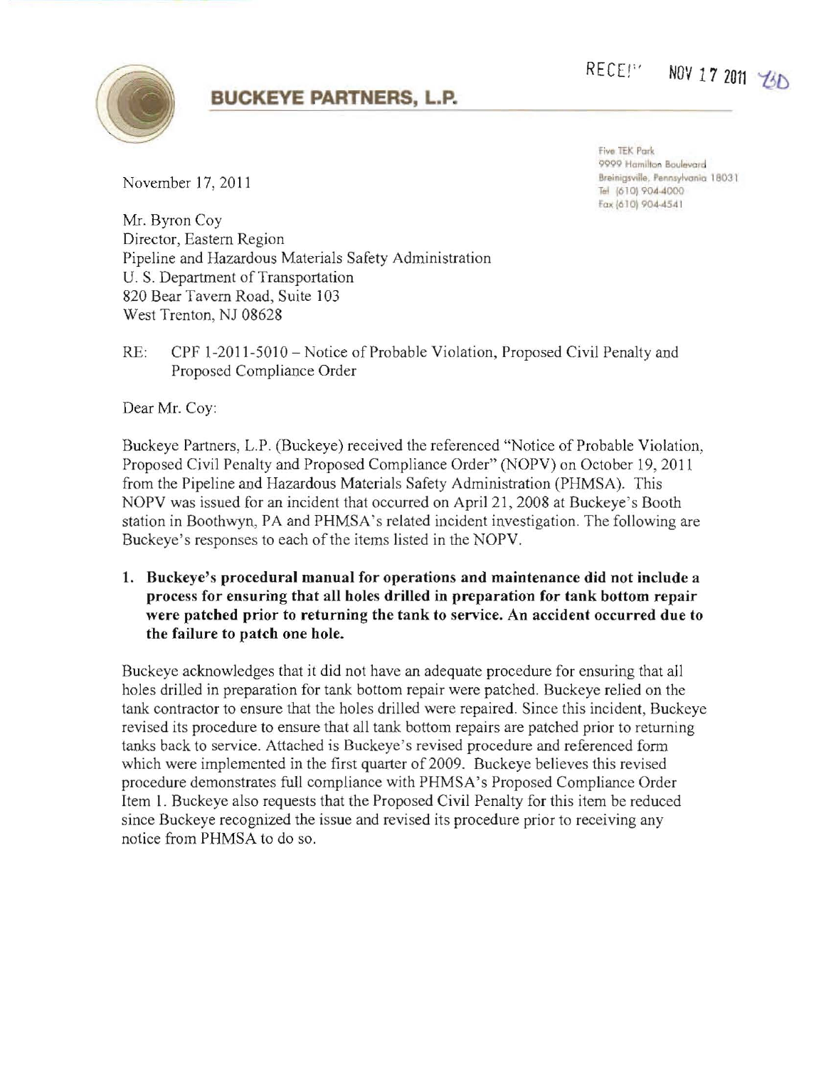RECEIVED NOV 17 2011

# BUCKEYE PARTNERS, L.P.

Five TEK Park
9999 Hamilton Boulevard
Breinigsville, Pennsylvania 18031
Tel (610) 904-4000
Fax (610) 904-4541

November 17, 2011

Mr. Byron Coy
Director, Eastern Region
Pipeline and Hazardous Materials Safety Administration
U. S. Department of Transportation
820 Bear Tavern Road, Suite 103
West Trenton, NJ 08628

RE: CPF 1-2011-5010 – Notice of Probable Violation, Proposed Civil Penalty and Proposed Compliance Order

Dear Mr. Coy:

Buckeye Partners, L.P. (Buckeye) received the referenced "Notice of Probable Violation, Proposed Civil Penalty and Proposed Compliance Order" (NOPV) on October 19, 2011 from the Pipeline and Hazardous Materials Safety Administration (PHMSA). This NOPV was issued for an incident that occurred on April 21, 2008 at Buckeye's Booth station in Boothwyn, PA and PHMSA's related incident investigation. The following are Buckeye's responses to each of the items listed in the NOPV.

1. **Buckeye's procedural manual for operations and maintenance did not include a process for ensuring that all holes drilled in preparation for tank bottom repair were patched prior to returning the tank to service. An accident occurred due to the failure to patch one hole.**

Buckeye acknowledges that it did not have an adequate procedure for ensuring that all holes drilled in preparation for tank bottom repair were patched. Buckeye relied on the tank contractor to ensure that the holes drilled were repaired. Since this incident, Buckeye revised its procedure to ensure that all tank bottom repairs are patched prior to returning tanks back to service. Attached is Buckeye's revised procedure and referenced form which were implemented in the first quarter of 2009. Buckeye believes this revised procedure demonstrates full compliance with PHMSA's Proposed Compliance Order Item 1. Buckeye also requests that the Proposed Civil Penalty for this item be reduced since Buckeye recognized the issue and revised its procedure prior to receiving any notice from PHMSA to do so.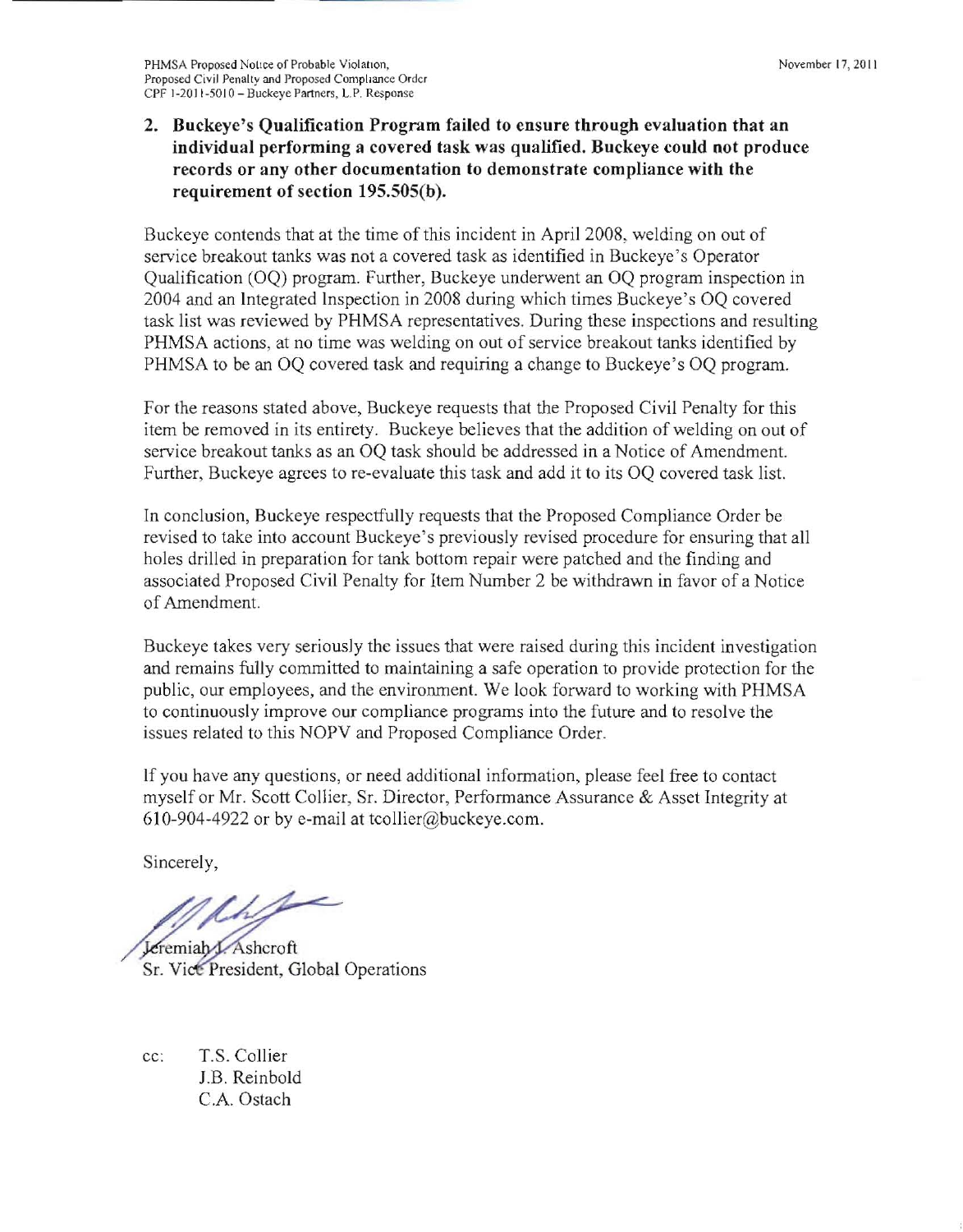**2. Buckeye's Qualification Program failed to ensure through evaluation that an individual performing a covered task was qualified. Buckeye could not produce records or any other documentation to demonstrate compliance with the requirement of section 195.505(b).**

Buckeye contends that at the time of this incident in April 2008, welding on out of service breakout tanks was not a covered task as identified in Buckeye's Operator Qualification (OQ) program. Further, Buckeye underwent an OQ program inspection in 2004 and an Integrated Inspection in 2008 during which times Buckeye's OQ covered task list was reviewed by PHMSA representatives. During these inspections and resulting PHMSA actions, at no time was welding on out of service breakout tanks identified by PHMSA to be an OQ covered task and requiring a change to Buckeye's OQ program.

For the reasons stated above, Buckeye requests that the Proposed Civil Penalty for this item be removed in its entirety. Buckeye believes that the addition of welding on out of service breakout tanks as an OQ task should be addressed in a Notice of Amendment. Further, Buckeye agrees to re-evaluate this task and add it to its OQ covered task list.

In conclusion, Buckeye respectfully requests that the Proposed Compliance Order be revised to take into account Buckeye's previously revised procedure for ensuring that all holes drilled in preparation for tank bottom repair were patched and the finding and associated Proposed Civil Penalty for Item Number 2 be withdrawn in favor of a Notice of Amendment.

Buckeye takes very seriously the issues that were raised during this incident investigation and remains fully committed to maintaining a safe operation to provide protection for the public, our employees, and the environment. We look forward to working with PHMSA to continuously improve our compliance programs into the future and to resolve the issues related to this NOPV and Proposed Compliance Order.

If you have any questions, or need additional information, please feel free to contact myself or Mr. Scott Collier, Sr. Director, Performance Assurance & Asset Integrity at 610-904-4922 or by e-mail at tcollier@buckeye.com.

Sincerely,

Jeremiah J. Ashcroft
Sr. Vice President, Global Operations

cc: T.S. Collier
J.B. Reinbold
C.A. Ostach